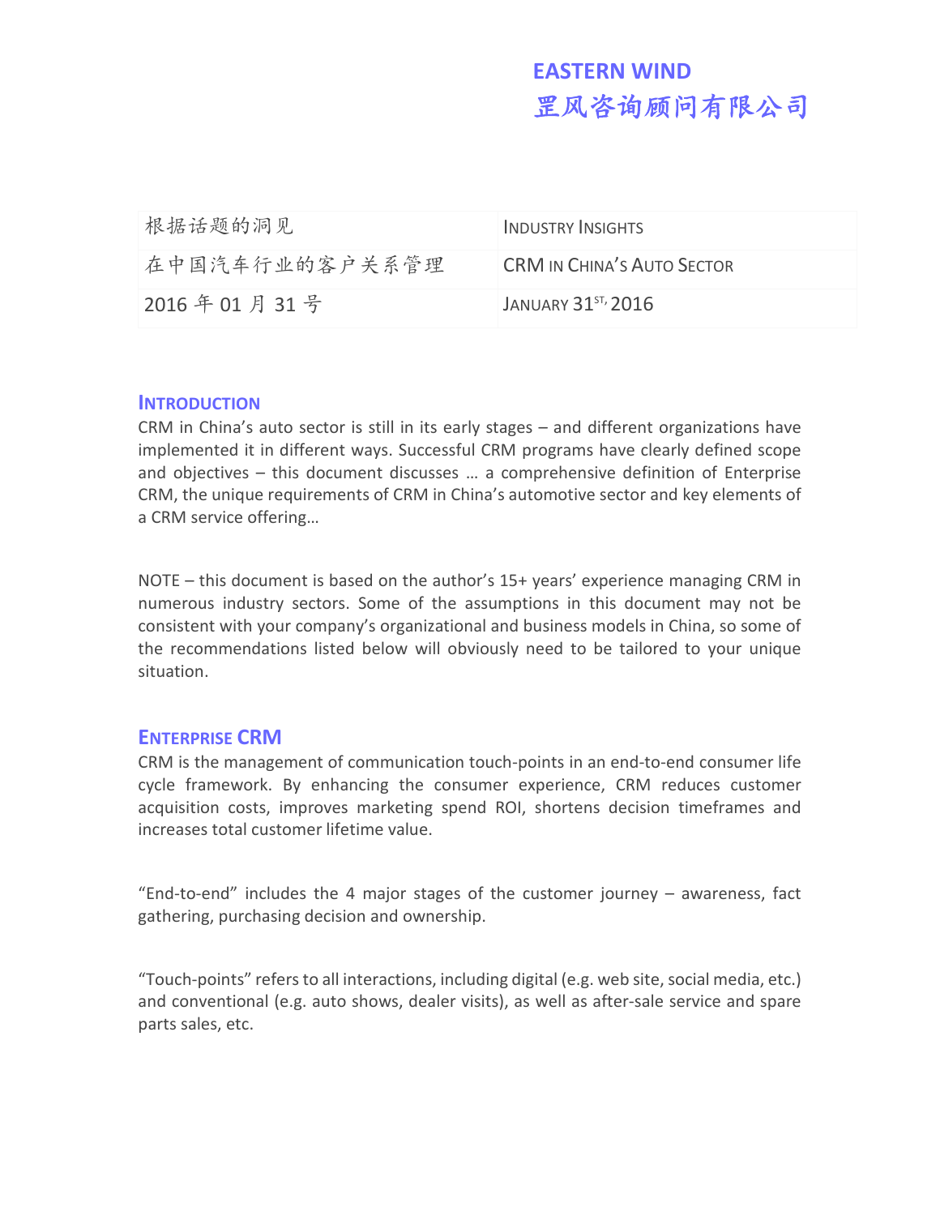**EASTERN WIND**
**罡风咨询顾问有限公司**

| 根据话题的洞见 | INDUSTRY INSIGHTS |
|---|---|
| 在中国汽车行业的客户关系管理 | CRM IN CHINA'S AUTO SECTOR |
| 2016 年 01 月 31 号 | JANUARY 31ST, 2016 |

## INTRODUCTION

CRM in China's auto sector is still in its early stages – and different organizations have implemented it in different ways. Successful CRM programs have clearly defined scope and objectives – this document discusses … a comprehensive definition of Enterprise CRM, the unique requirements of CRM in China's automotive sector and key elements of a CRM service offering…

NOTE – this document is based on the author's 15+ years' experience managing CRM in numerous industry sectors. Some of the assumptions in this document may not be consistent with your company's organizational and business models in China, so some of the recommendations listed below will obviously need to be tailored to your unique situation.

## ENTERPRISE CRM

CRM is the management of communication touch-points in an end-to-end consumer life cycle framework. By enhancing the consumer experience, CRM reduces customer acquisition costs, improves marketing spend ROI, shortens decision timeframes and increases total customer lifetime value.

"End-to-end" includes the 4 major stages of the customer journey – awareness, fact gathering, purchasing decision and ownership.

"Touch-points" refers to all interactions, including digital (e.g. web site, social media, etc.) and conventional (e.g. auto shows, dealer visits), as well as after-sale service and spare parts sales, etc.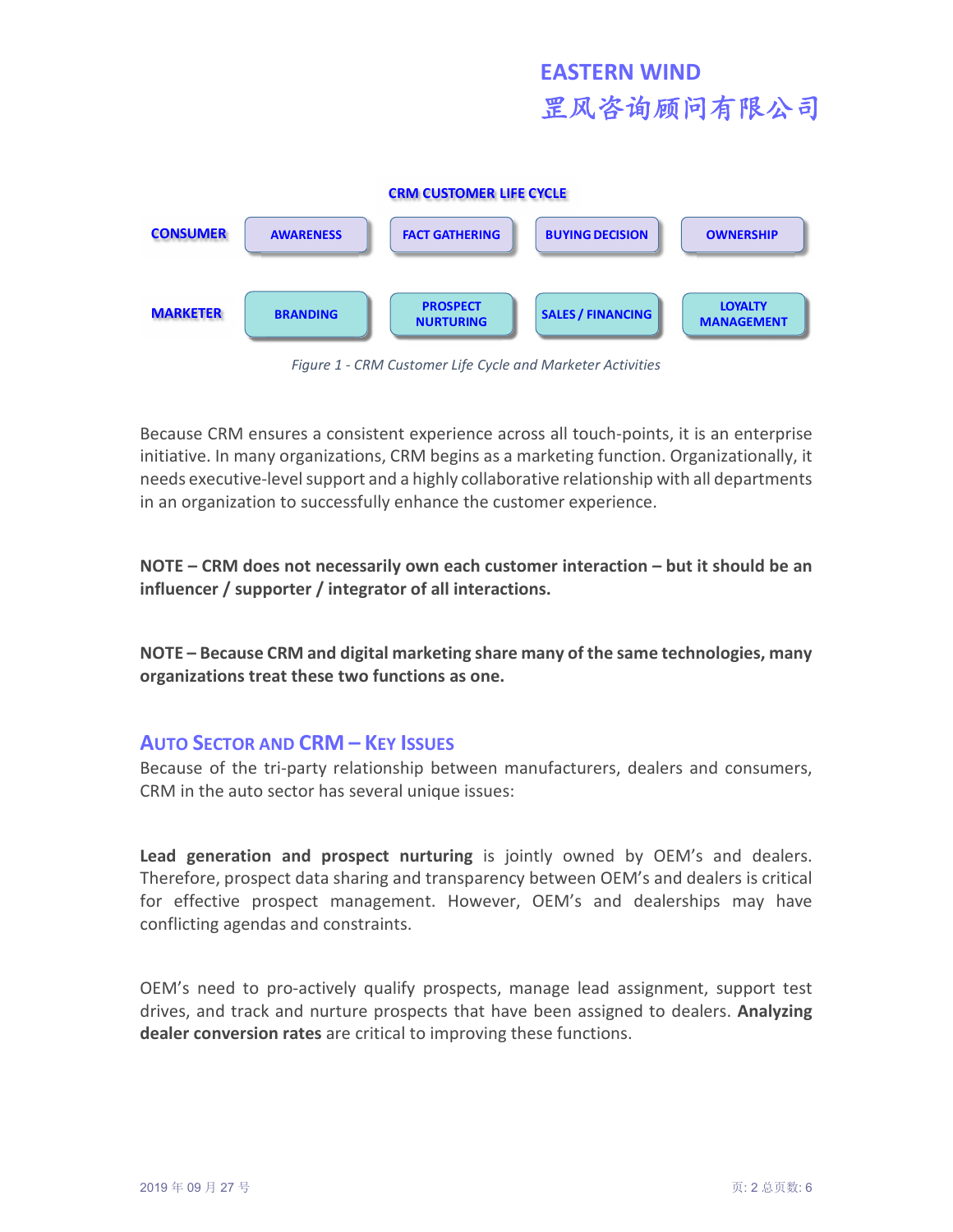**CRM CUSTOMER LIFE CYCLE**

| | | | | |
|---|---|---|---|---|
| **CONSUMER** | AWARENESS | FACT GATHERING | BUYING DECISION | OWNERSHIP |
| **MARKETER** | BRANDING | PROSPECT NURTURING | SALES / FINANCING | LOYALTY MANAGEMENT |

*Figure 1 - CRM Customer Life Cycle and Marketer Activities*

Because CRM ensures a consistent experience across all touch-points, it is an enterprise initiative. In many organizations, CRM begins as a marketing function. Organizationally, it needs executive-level support and a highly collaborative relationship with all departments in an organization to successfully enhance the customer experience.

**NOTE – CRM does not necessarily own each customer interaction – but it should be an influencer / supporter / integrator of all interactions.**

**NOTE – Because CRM and digital marketing share many of the same technologies, many organizations treat these two functions as one.**

## Auto Sector and CRM – Key Issues

Because of the tri-party relationship between manufacturers, dealers and consumers, CRM in the auto sector has several unique issues:

**Lead generation and prospect nurturing** is jointly owned by OEM's and dealers. Therefore, prospect data sharing and transparency between OEM's and dealers is critical for effective prospect management. However, OEM's and dealerships may have conflicting agendas and constraints.

OEM's need to pro-actively qualify prospects, manage lead assignment, support test drives, and track and nurture prospects that have been assigned to dealers. **Analyzing dealer conversion rates** are critical to improving these functions.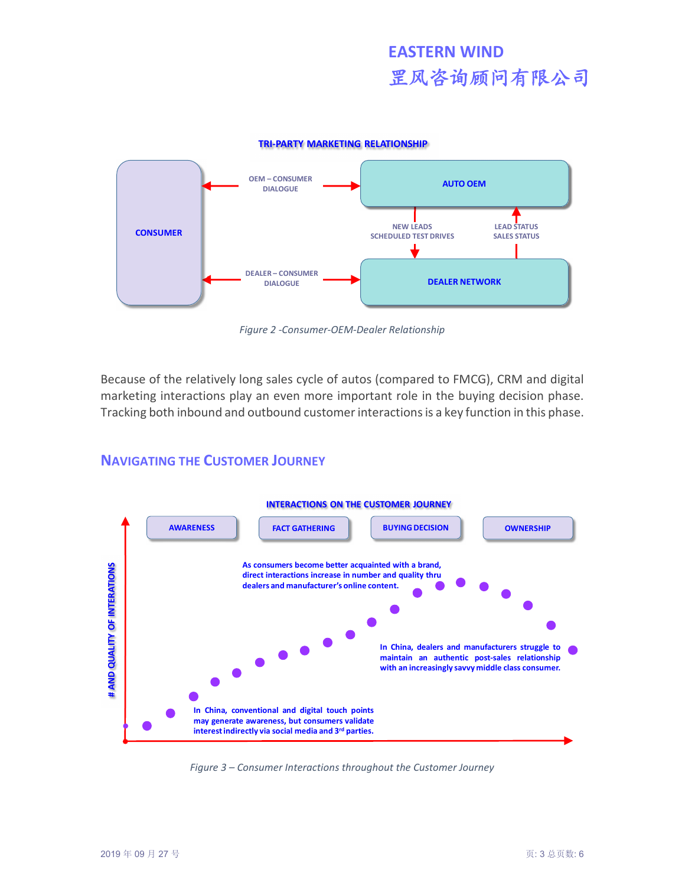**TRI-PARTY MARKETING RELATIONSHIP**

CONSUMER

OEM – CONSUMER DIALOGUE

AUTO OEM

NEW LEADS SCHEDULED TEST DRIVES

LEAD STATUS SALES STATUS

DEALER – CONSUMER DIALOGUE

DEALER NETWORK

*Figure 2 -Consumer-OEM-Dealer Relationship*

Because of the relatively long sales cycle of autos (compared to FMCG), CRM and digital marketing interactions play an even more important role in the buying decision phase. Tracking both inbound and outbound customer interactions is a key function in this phase.

## NAVIGATING THE CUSTOMER JOURNEY

**INTERACTIONS ON THE CUSTOMER JOURNEY**

AWARENESS | FACT GATHERING | BUYING DECISION | OWNERSHIP

# AND QUALITY OF INTERATIONS

As consumers become better acquainted with a brand, direct interactions increase in number and quality thru dealers and manufacturer's online content.

In China, dealers and manufacturers struggle to maintain an authentic post-sales relationship with an increasingly savvy middle class consumer.

In China, conventional and digital touch points may generate awareness, but consumers validate interest indirectly via social media and 3rd parties.

*Figure 3 – Consumer Interactions throughout the Customer Journey*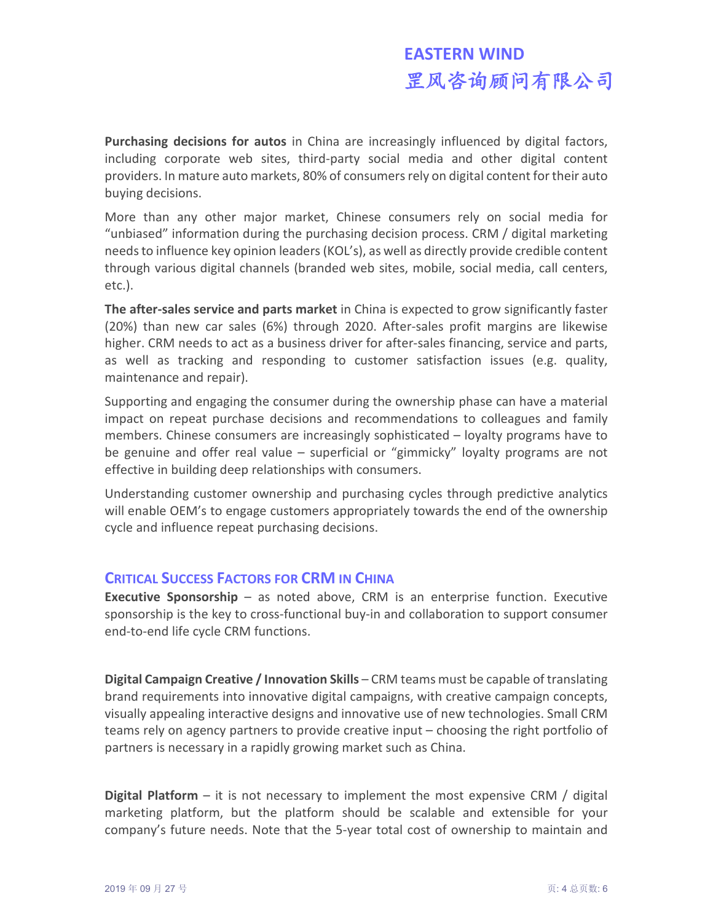**Purchasing decisions for autos** in China are increasingly influenced by digital factors, including corporate web sites, third-party social media and other digital content providers. In mature auto markets, 80% of consumers rely on digital content for their auto buying decisions.

More than any other major market, Chinese consumers rely on social media for "unbiased" information during the purchasing decision process. CRM / digital marketing needs to influence key opinion leaders (KOL's), as well as directly provide credible content through various digital channels (branded web sites, mobile, social media, call centers, etc.).

**The after-sales service and parts market** in China is expected to grow significantly faster (20%) than new car sales (6%) through 2020. After-sales profit margins are likewise higher. CRM needs to act as a business driver for after-sales financing, service and parts, as well as tracking and responding to customer satisfaction issues (e.g. quality, maintenance and repair).

Supporting and engaging the consumer during the ownership phase can have a material impact on repeat purchase decisions and recommendations to colleagues and family members. Chinese consumers are increasingly sophisticated – loyalty programs have to be genuine and offer real value – superficial or "gimmicky" loyalty programs are not effective in building deep relationships with consumers.

Understanding customer ownership and purchasing cycles through predictive analytics will enable OEM's to engage customers appropriately towards the end of the ownership cycle and influence repeat purchasing decisions.

## Critical Success Factors for CRM in China

**Executive Sponsorship** – as noted above, CRM is an enterprise function. Executive sponsorship is the key to cross-functional buy-in and collaboration to support consumer end-to-end life cycle CRM functions.

**Digital Campaign Creative / Innovation Skills** – CRM teams must be capable of translating brand requirements into innovative digital campaigns, with creative campaign concepts, visually appealing interactive designs and innovative use of new technologies. Small CRM teams rely on agency partners to provide creative input – choosing the right portfolio of partners is necessary in a rapidly growing market such as China.

**Digital Platform** – it is not necessary to implement the most expensive CRM / digital marketing platform, but the platform should be scalable and extensible for your company's future needs. Note that the 5-year total cost of ownership to maintain and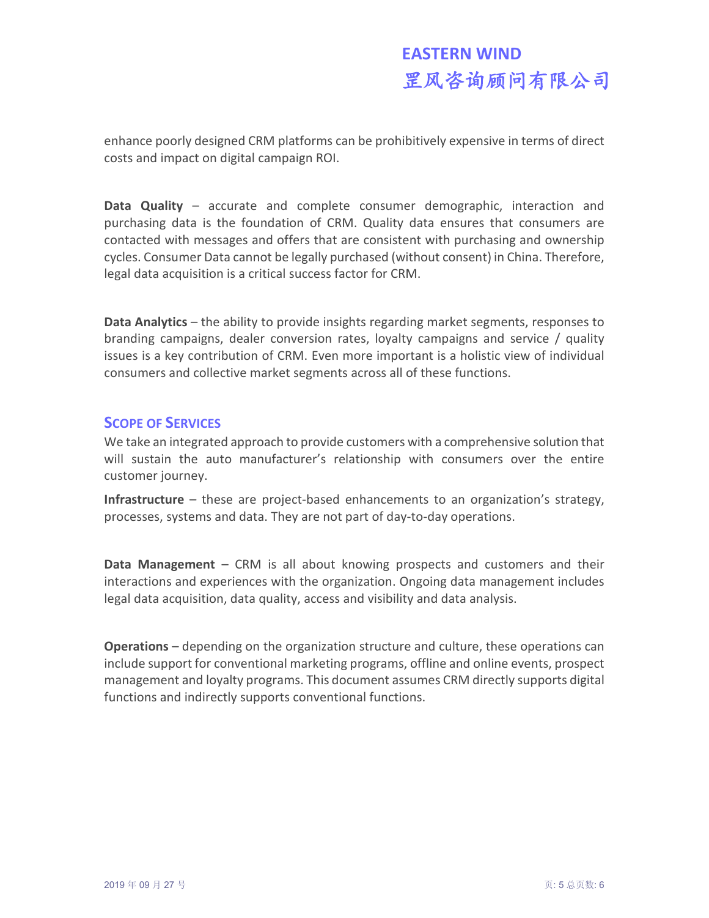enhance poorly designed CRM platforms can be prohibitively expensive in terms of direct costs and impact on digital campaign ROI.

**Data Quality** – accurate and complete consumer demographic, interaction and purchasing data is the foundation of CRM. Quality data ensures that consumers are contacted with messages and offers that are consistent with purchasing and ownership cycles. Consumer Data cannot be legally purchased (without consent) in China. Therefore, legal data acquisition is a critical success factor for CRM.

**Data Analytics** – the ability to provide insights regarding market segments, responses to branding campaigns, dealer conversion rates, loyalty campaigns and service / quality issues is a key contribution of CRM. Even more important is a holistic view of individual consumers and collective market segments across all of these functions.

## Scope of Services

We take an integrated approach to provide customers with a comprehensive solution that will sustain the auto manufacturer's relationship with consumers over the entire customer journey.

**Infrastructure** – these are project-based enhancements to an organization's strategy, processes, systems and data. They are not part of day-to-day operations.

**Data Management** – CRM is all about knowing prospects and customers and their interactions and experiences with the organization. Ongoing data management includes legal data acquisition, data quality, access and visibility and data analysis.

**Operations** – depending on the organization structure and culture, these operations can include support for conventional marketing programs, offline and online events, prospect management and loyalty programs. This document assumes CRM directly supports digital functions and indirectly supports conventional functions.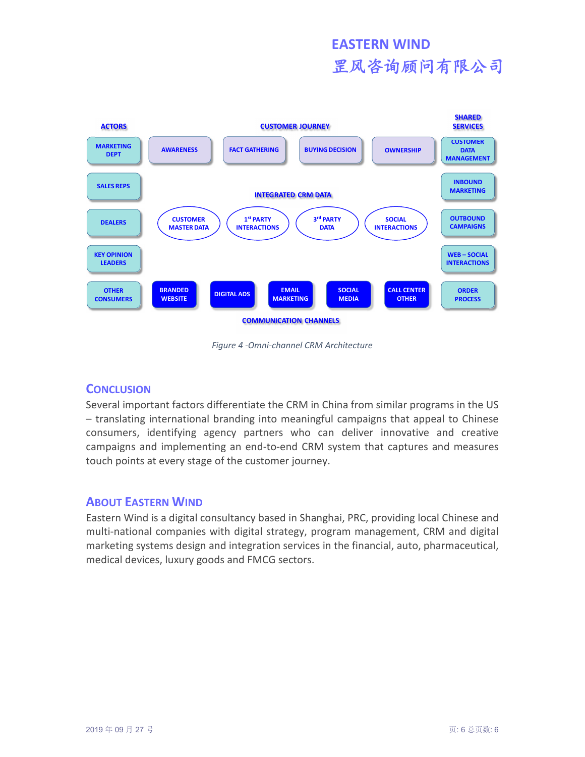ACTORS

CUSTOMER JOURNEY

SHARED SERVICES

MARKETING DEPT

AWARENESS

FACT GATHERING

BUYING DECISION

OWNERSHIP

CUSTOMER DATA MANAGEMENT

SALES REPS

INTEGRATED CRM DATA

INBOUND MARKETING

DEALERS

CUSTOMER MASTER DATA

1st PARTY INTERACTIONS

3rd PARTY DATA

SOCIAL INTERACTIONS

OUTBOUND CAMPAIGNS

KEY OPINION LEADERS

WEB – SOCIAL INTERACTIONS

OTHER CONSUMERS

BRANDED WEBSITE

DIGITAL ADS

EMAIL MARKETING

SOCIAL MEDIA

CALL CENTER OTHER

ORDER PROCESS

COMMUNICATION CHANNELS

*Figure 4 -Omni-channel CRM Architecture*

## Conclusion

Several important factors differentiate the CRM in China from similar programs in the US – translating international branding into meaningful campaigns that appeal to Chinese consumers, identifying agency partners who can deliver innovative and creative campaigns and implementing an end-to-end CRM system that captures and measures touch points at every stage of the customer journey.

## About Eastern Wind

Eastern Wind is a digital consultancy based in Shanghai, PRC, providing local Chinese and multi-national companies with digital strategy, program management, CRM and digital marketing systems design and integration services in the financial, auto, pharmaceutical, medical devices, luxury goods and FMCG sectors.